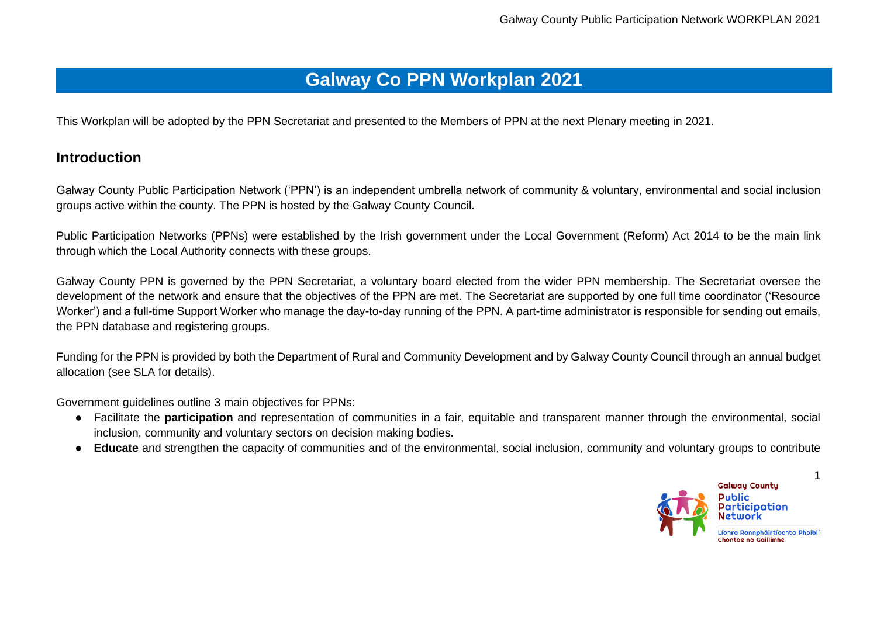# Galway Co PPN Workplan 2021

This Workplan will be adopted by the PPN Secretariat and presented to the Members of PPN at the next Plenary meeting in 2021.

## Introduction

Galway County Public Participation Network ('PPN') is an independent umbrella network of community & voluntary, environmental and social inclusion groups active within the county. The PPN is hosted by the Galway County Council.

Public Participation Networks (PPNs) were established by the Irish government under the Local Government (Reform) Act 2014 to be the main link through which the Local Authority connects with these groups.

Galway County PPN is governed by the PPN Secretariat, a voluntary board elected from the wider PPN membership. The Secretariat oversee the development of the network and ensure that the objectives of the PPN are met. The Secretariat are supported by one full time coordinator ('Resource Worker') and a full-time Support Worker who manage the day-to-day running of the PPN. A part-time administrator is responsible for sending out emails, the PPN database and registering groups.

Funding for the PPN is provided by both the Department of Rural and Community Development and by Galway County Council through an annual budget allocation (see SLA for details).

Government guidelines outline 3 main objectives for PPNs:

- Facilitate the **participation** and representation of communities in a fair, equitable and transparent manner through the environmental, social inclusion, community and voluntary sectors on decision making bodies.
- **Educate** and strengthen the capacity of communities and of the environmental, social inclusion, community and voluntary groups to contribute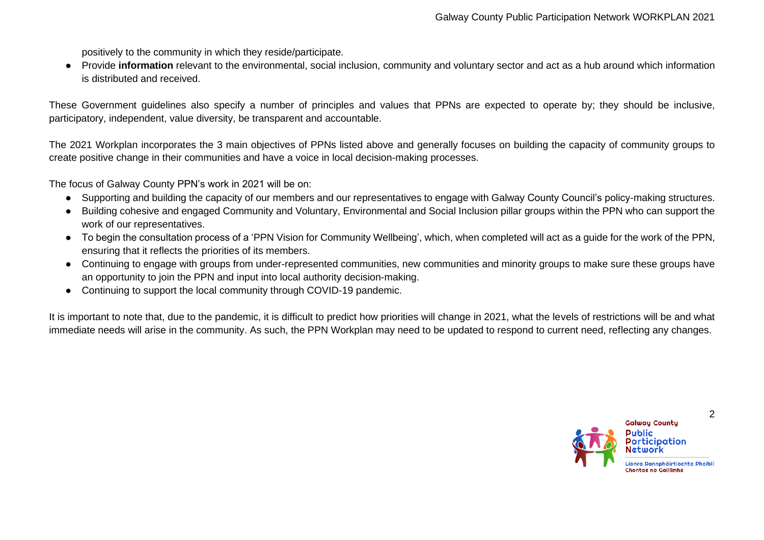positively to the community in which they reside/participate.

- Provide **information** relevant to the environmental, social inclusion, community and voluntary sector and act as a hub around which information is distributed and received.

These Government guidelines also specify a number of principles and values that PPNs are expected to operate by; they should be inclusive, participatory, independent, value diversity, be transparent and accountable.

The 2021 Workplan incorporates the 3 main objectives of PPNs listed above and generally focuses on building the capacity of community groups to create positive change in their communities and have a voice in local decision-making processes.

The focus of Galway County PPN's work in 2021 will be on:

- Supporting and building the capacity of our members and our representatives to engage with Galway County Council's policy-making structures.
- Building cohesive and engaged Community and Voluntary, Environmental and Social Inclusion pillar groups within the PPN who can support the work of our representatives.
- To begin the consultation process of a 'PPN Vision for Community Wellbeing', which, when completed will act as a guide for the work of the PPN, ensuring that it reflects the priorities of its members.
- Continuing to engage with groups from under-represented communities, new communities and minority groups to make sure these groups have an opportunity to join the PPN and input into local authority decision-making.
- Continuing to support the local community through COVID-19 pandemic.

It is important to note that, due to the pandemic, it is difficult to predict how priorities will change in 2021, what the levels of restrictions will be and what immediate needs will arise in the community. As such, the PPN Workplan may need to be updated to respond to current need, reflecting any changes.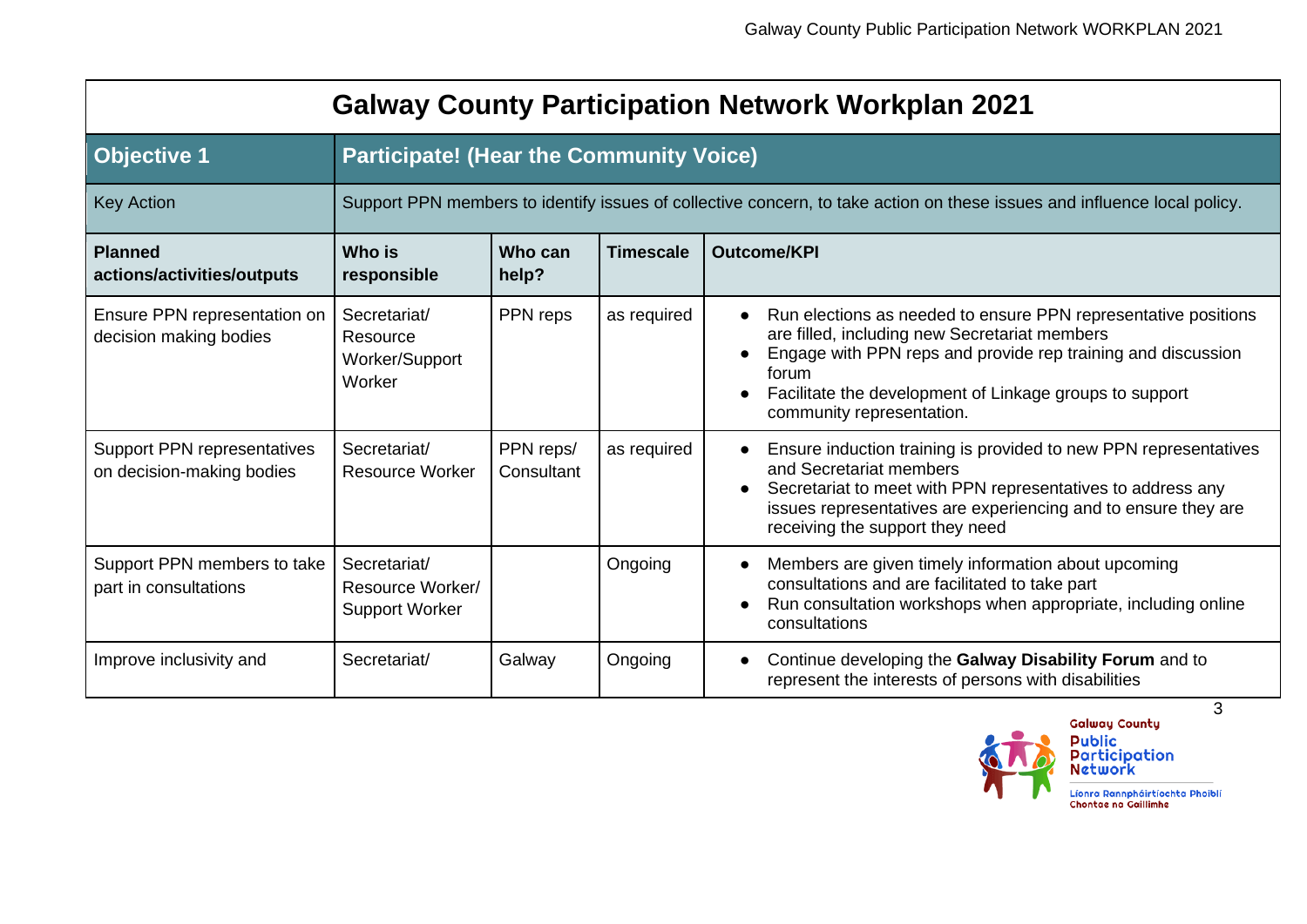# Galway County Participation Network Workplan 2021

| Objective 1 | Participate! (Hear the Community Voice) | | | |
|---|---|---|---|---|
| Key Action | Support PPN members to identify issues of collective concern, to take action on these issues and influence local policy. | | | |
| **Planned actions/activities/outputs** | **Who is responsible** | **Who can help?** | **Timescale** | **Outcome/KPI** |
| Ensure PPN representation on decision making bodies | Secretariat/ Resource Worker/Support Worker | PPN reps | as required | • Run elections as needed to ensure PPN representative positions are filled, including new Secretariat members<br>• Engage with PPN reps and provide rep training and discussion forum<br>• Facilitate the development of Linkage groups to support community representation. |
| Support PPN representatives on decision-making bodies | Secretariat/ Resource Worker | PPN reps/ Consultant | as required | • Ensure induction training is provided to new PPN representatives and Secretariat members<br>• Secretariat to meet with PPN representatives to address any issues representatives are experiencing and to ensure they are receiving the support they need |
| Support PPN members to take part in consultations | Secretariat/ Resource Worker/ Support Worker | | Ongoing | • Members are given timely information about upcoming consultations and are facilitated to take part<br>• Run consultation workshops when appropriate, including online consultations |
| Improve inclusivity and | Secretariat/ | Galway | Ongoing | • Continue developing the **Galway Disability Forum** and to represent the interests of persons with disabilities |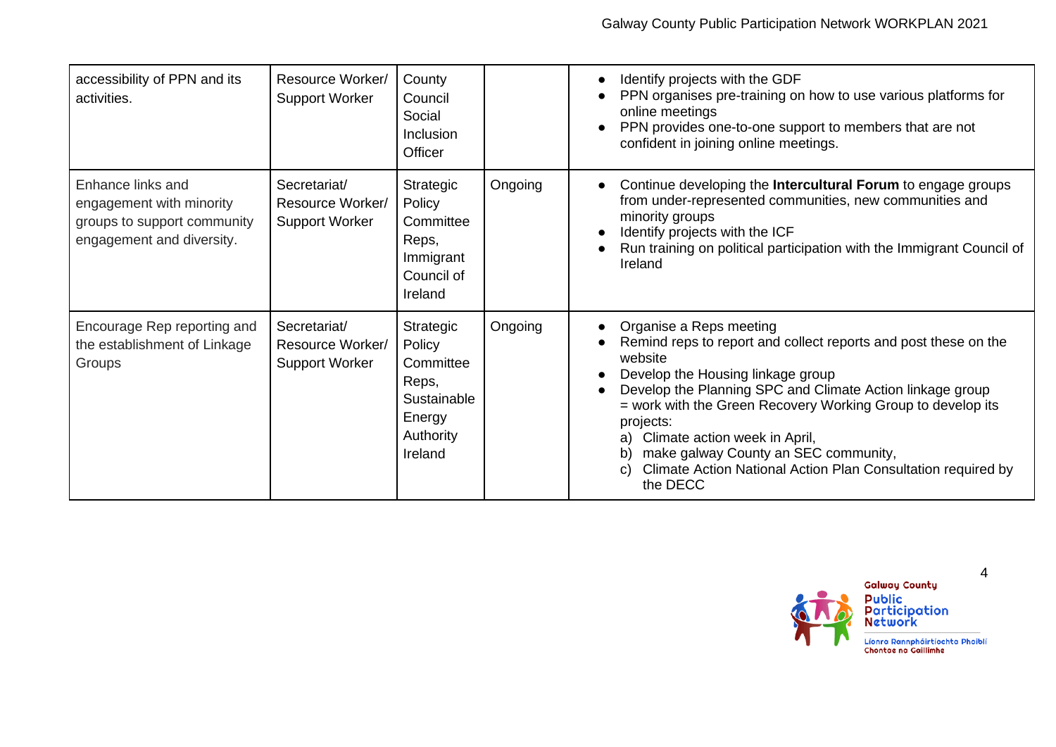| | | | | |
|---|---|---|---|---|
| accessibility of PPN and its activities. | Resource Worker/ Support Worker | County Council Social Inclusion Officer | | • Identify projects with the GDF<br>• PPN organises pre-training on how to use various platforms for online meetings<br>• PPN provides one-to-one support to members that are not confident in joining online meetings. |
| Enhance links and engagement with minority groups to support community engagement and diversity. | Secretariat/ Resource Worker/ Support Worker | Strategic Policy Committee Reps, Immigrant Council of Ireland | Ongoing | • Continue developing the **Intercultural Forum** to engage groups from under-represented communities, new communities and minority groups<br>• Identify projects with the ICF<br>• Run training on political participation with the Immigrant Council of Ireland |
| Encourage Rep reporting and the establishment of Linkage Groups | Secretariat/ Resource Worker/ Support Worker | Strategic Policy Committee Reps, Sustainable Energy Authority Ireland | Ongoing | • Organise a Reps meeting<br>• Remind reps to report and collect reports and post these on the website<br>• Develop the Housing linkage group<br>• Develop the Planning SPC and Climate Action linkage group = work with the Green Recovery Working Group to develop its projects:<br>a) Climate action week in April,<br>b) make galway County an SEC community,<br>c) Climate Action National Action Plan Consultation required by the DECC |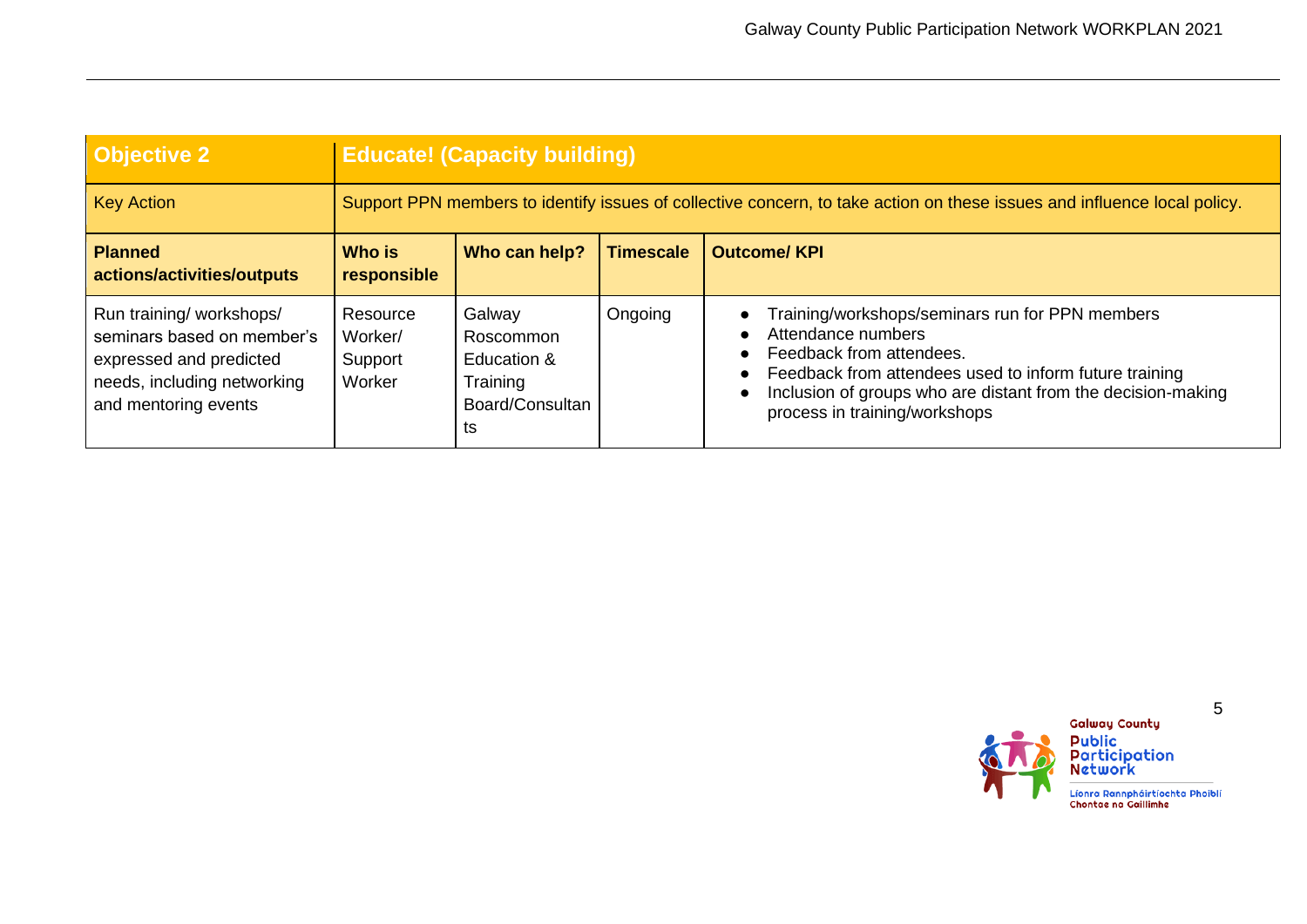| **Objective 2** | **Educate! (Capacity building)** | | | |
|---|---|---|---|---|
| Key Action | Support PPN members to identify issues of collective concern, to take action on these issues and influence local policy. | | | |
| **Planned actions/activities/outputs** | **Who is responsible** | **Who can help?** | **Timescale** | **Outcome/ KPI** |
| Run training/ workshops/ seminars based on member's expressed and predicted needs, including networking and mentoring events | Resource Worker/ Support Worker | Galway Roscommon Education & Training Board/Consultants | Ongoing | • Training/workshops/seminars run for PPN members<br>• Attendance numbers<br>• Feedback from attendees.<br>• Feedback from attendees used to inform future training<br>• Inclusion of groups who are distant from the decision-making process in training/workshops |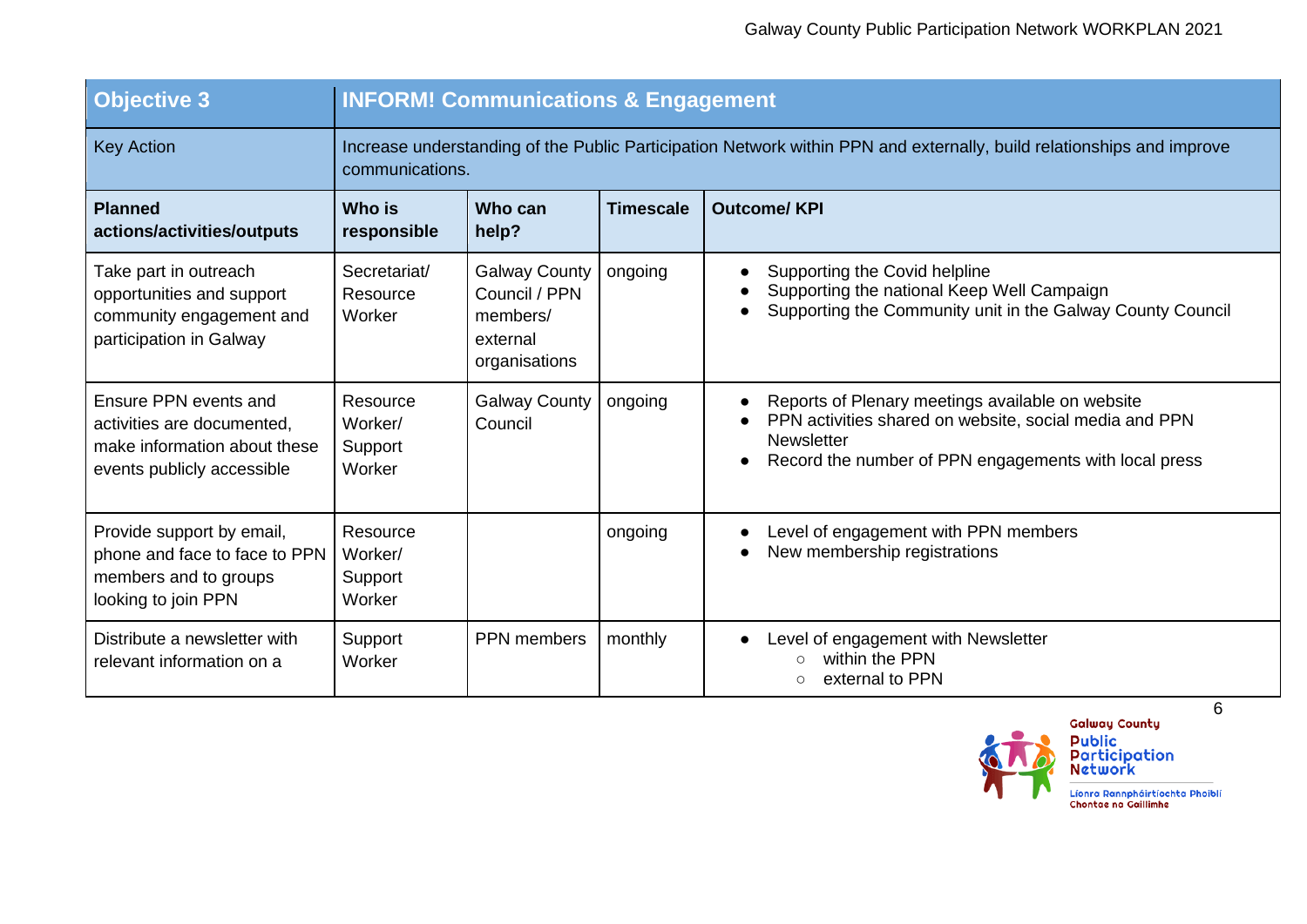| Objective 3 | INFORM! Communications & Engagement | | | |
|---|---|---|---|---|
| Key Action | Increase understanding of the Public Participation Network within PPN and externally, build relationships and improve communications. | | | |
| **Planned actions/activities/outputs** | **Who is responsible** | **Who can help?** | **Timescale** | **Outcome/ KPI** |
| Take part in outreach opportunities and support community engagement and participation in Galway | Secretariat/ Resource Worker | Galway County Council / PPN members/ external organisations | ongoing | • Supporting the Covid helpline<br>• Supporting the national Keep Well Campaign<br>• Supporting the Community unit in the Galway County Council |
| Ensure PPN events and activities are documented, make information about these events publicly accessible | Resource Worker/ Support Worker | Galway County Council | ongoing | • Reports of Plenary meetings available on website<br>• PPN activities shared on website, social media and PPN Newsletter<br>• Record the number of PPN engagements with local press |
| Provide support by email, phone and face to face to PPN members and to groups looking to join PPN | Resource Worker/ Support Worker | | ongoing | • Level of engagement with PPN members<br>• New membership registrations |
| Distribute a newsletter with relevant information on a | Support Worker | PPN members | monthly | • Level of engagement with Newsletter<br>  ○ within the PPN<br>  ○ external to PPN |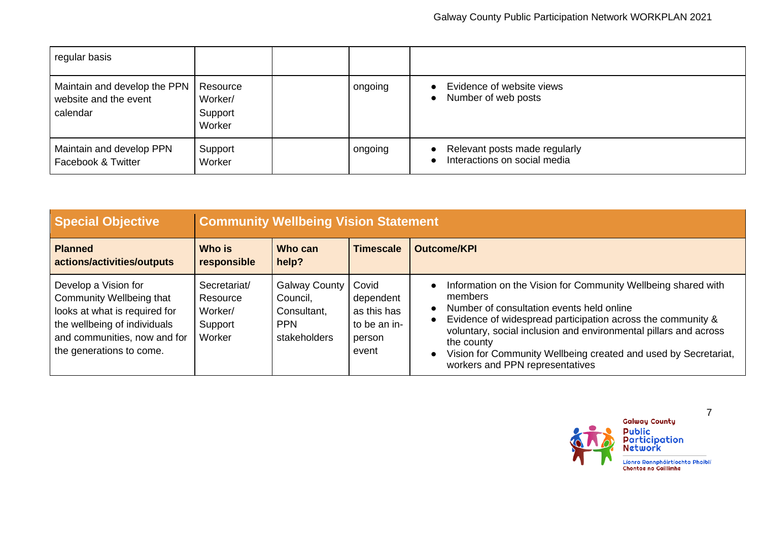| regular basis | | | | |
|---|---|---|---|---|
| Maintain and develop the PPN website and the event calendar | Resource Worker/ Support Worker | | ongoing | • Evidence of website views<br>• Number of web posts |
| Maintain and develop PPN Facebook & Twitter | Support Worker | | ongoing | • Relevant posts made regularly<br>• Interactions on social media |

| **Special Objective** | **Community Wellbeing Vision Statement** | | | |
|---|---|---|---|---|
| **Planned actions/activities/outputs** | **Who is responsible** | **Who can help?** | **Timescale** | **Outcome/KPI** |
| Develop a Vision for Community Wellbeing that looks at what is required for the wellbeing of individuals and communities, now and for the generations to come. | Secretariat/ Resource Worker/ Support Worker | Galway County Council, Consultant, PPN stakeholders | Covid dependent as this has to be an in-person event | • Information on the Vision for Community Wellbeing shared with members<br>• Number of consultation events held online<br>• Evidence of widespread participation across the community & voluntary, social inclusion and environmental pillars and across the county<br>• Vision for Community Wellbeing created and used by Secretariat, workers and PPN representatives |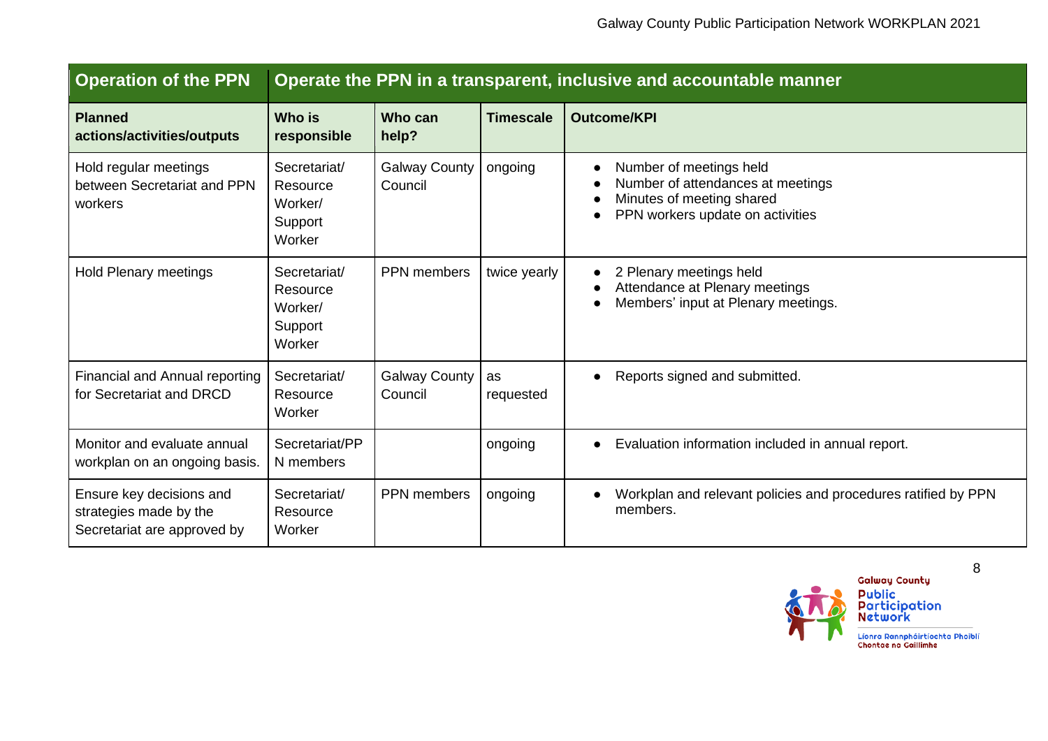| Operation of the PPN | Operate the PPN in a transparent, inclusive and accountable manner | | | |
|---|---|---|---|---|
| **Planned actions/activities/outputs** | **Who is responsible** | **Who can help?** | **Timescale** | **Outcome/KPI** |
| Hold regular meetings between Secretariat and PPN workers | Secretariat/ Resource Worker/ Support Worker | Galway County Council | ongoing | • Number of meetings held<br>• Number of attendances at meetings<br>• Minutes of meeting shared<br>• PPN workers update on activities |
| Hold Plenary meetings | Secretariat/ Resource Worker/ Support Worker | PPN members | twice yearly | • 2 Plenary meetings held<br>• Attendance at Plenary meetings<br>• Members' input at Plenary meetings. |
| Financial and Annual reporting for Secretariat and DRCD | Secretariat/ Resource Worker | Galway County Council | as requested | • Reports signed and submitted. |
| Monitor and evaluate annual workplan on an ongoing basis. | Secretariat/PPN members | | ongoing | • Evaluation information included in annual report. |
| Ensure key decisions and strategies made by the Secretariat are approved by | Secretariat/ Resource Worker | PPN members | ongoing | • Workplan and relevant policies and procedures ratified by PPN members. |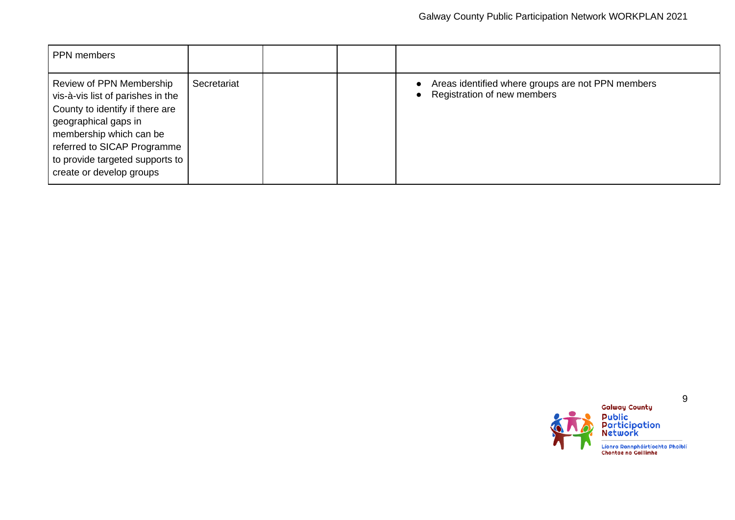| | | | | |
|---|---|---|---|---|
| PPN members | | | | |
| Review of PPN Membership vis-à-vis list of parishes in the County to identify if there are geographical gaps in membership which can be referred to SICAP Programme to provide targeted supports to create or develop groups | Secretariat | | | • Areas identified where groups are not PPN members<br>• Registration of new members |